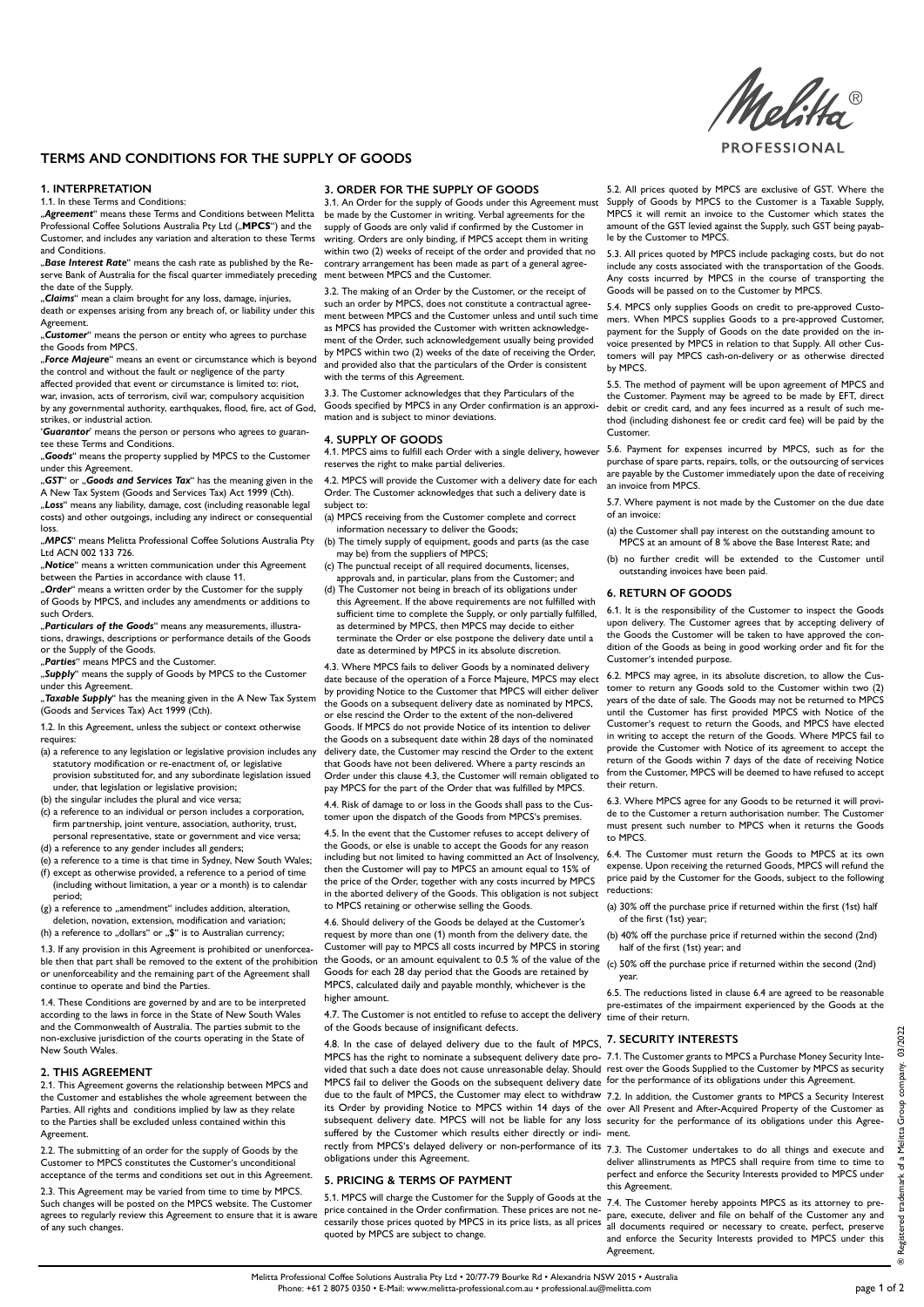# TERMS AND CONDITIONS FOR THE SUPPLY OF GOODS

## 1. INTERPRETATION

1.1. In these Terms and Conditions:

„***Agreement***" means these Terms and Conditions between Melitta Professional Coffee Solutions Australia Pty Ltd („**MPCS**") and the Customer, and includes any variation and alteration to these Terms and Conditions.

„***Base Interest Rate***" means the cash rate as published by the Reserve Bank of Australia for the fiscal quarter immediately preceding the date of the Supply.

„***Claims***" mean a claim brought for any loss, damage, injuries, death or expenses arising from any breach of, or liability under this Agreement.

„***Customer***" means the person or entity who agrees to purchase the Goods from MPCS.

„***Force Majeure***" means an event or circumstance which is beyond the control and without the fault or negligence of the party affected provided that event or circumstance is limited to: riot, war, invasion, acts of terrorism, civil war, compulsory acquisition by any governmental authority, earthquakes, flood, fire, act of God, strikes, or industrial action.

'***Guarantor***' means the person or persons who agrees to guarantee these Terms and Conditions.

„***Goods***" means the property supplied by MPCS to the Customer under this Agreement.

„***GST***" or „***Goods and Services Tax***" has the meaning given in the A New Tax System (Goods and Services Tax) Act 1999 (Cth).

„***Loss***" means any liability, damage, cost (including reasonable legal costs) and other outgoings, including any indirect or consequential loss.

„***MPCS***" means Melitta Professional Coffee Solutions Australia Pty Ltd ACN 002 133 726.

„***Notice***" means a written communication under this Agreement between the Parties in accordance with clause 11.

„***Order***" means a written order by the Customer for the supply of Goods by MPCS, and includes any amendments or additions to such Orders.

„***Particulars of the Goods***" means any measurements, illustrations, drawings, descriptions or performance details of the Goods or the Supply of the Goods.

„***Parties***" means MPCS and the Customer.

„***Supply***" means the supply of Goods by MPCS to the Customer under this Agreement.

„***Taxable Supply***" has the meaning given in the A New Tax System (Goods and Services Tax) Act 1999 (Cth).

1.2. In this Agreement, unless the subject or context otherwise requires:

(a) a reference to any legislation or legislative provision includes any statutory modification or re-enactment of, or legislative provision substituted for, and any subordinate legislation issued under, that legislation or legislative provision;
(b) the singular includes the plural and vice versa;
(c) a reference to an individual or person includes a corporation, firm partnership, joint venture, association, authority, trust, personal representative, state or government and vice versa;
(d) a reference to any gender includes all genders;
(e) a reference to a time is that time in Sydney, New South Wales;
(f) except as otherwise provided, a reference to a period of time (including without limitation, a year or a month) is to calendar period;
(g) a reference to „amendment" includes addition, alteration, deletion, novation, extension, modification and variation;
(h) a reference to „dollars" or „$" is to Australian currency;

1.3. If any provision in this Agreement is prohibited or unenforceable then that part shall be removed to the extent of the prohibition or unenforceability and the remaining part of the Agreement shall continue to operate and bind the Parties.

1.4. These Conditions are governed by and are to be interpreted according to the laws in force in the State of New South Wales and the Commonwealth of Australia. The parties submit to the non-exclusive jurisdiction of the courts operating in the State of New South Wales.

## 2. THIS AGREEMENT

2.1. This Agreement governs the relationship between MPCS and the Customer and establishes the whole agreement between the Parties. All rights and conditions implied by law as they relate to the Parties shall be excluded unless contained within this Agreement.

2.2. The submitting of an order for the supply of Goods by the Customer to MPCS constitutes the Customer's unconditional acceptance of the terms and conditions set out in this Agreement.

2.3. This Agreement may be varied from time to time by MPCS. Such changes will be posted on the MPCS website. The Customer agrees to regularly review this Agreement to ensure that it is aware of any such changes.

## 3. ORDER FOR THE SUPPLY OF GOODS

3.1. An Order for the supply of Goods under this Agreement must be made by the Customer in writing. Verbal agreements for the supply of Goods are only valid if confirmed by the Customer in writing. Orders are only binding, if MPCS accept them in writing within two (2) weeks of receipt of the order and provided that no contrary arrangement has been made as part of a general agreement between MPCS and the Customer.

3.2. The making of an Order by the Customer, or the receipt of such an order by MPCS, does not constitute a contractual agreement between MPCS and the Customer unless and until such time as MPCS has provided the Customer with written acknowledgement of the Order, such acknowledgement usually being provided by MPCS within two (2) weeks of the date of receiving the Order, and provided also that the particulars of the Order is consistent with the terms of this Agreement.

3.3. The Customer acknowledges that they Particulars of the Goods specified by MPCS in any Order confirmation is an approximation and is subject to minor deviations.

## 4. SUPPLY OF GOODS

4.1. MPCS aims to fulfill each Order with a single delivery, however reserves the right to make partial deliveries.

4.2. MPCS will provide the Customer with a delivery date for each Order. The Customer acknowledges that such a delivery date is subject to:

(a) MPCS receiving from the Customer complete and correct information necessary to deliver the Goods;
(b) The timely supply of equipment, goods and parts (as the case may be) from the suppliers of MPCS;
(c) The punctual receipt of all required documents, licenses, approvals and, in particular, plans from the Customer; and
(d) The Customer not being in breach of its obligations under this Agreement. If the above requirements are not fulfilled with sufficient time to complete the Supply, or only partially fulfilled, as determined by MPCS, then MPCS may decide to either terminate the Order or else postpone the delivery date until a date as determined by MPCS in its absolute discretion.

4.3. Where MPCS fails to deliver Goods by a nominated delivery date because of the operation of a Force Majeure, MPCS may elect by providing Notice to the Customer that MPCS will either deliver the Goods on a subsequent delivery date as nominated by MPCS, or else rescind the Order to the extent of the non-delivered Goods. If MPCS do not provide Notice of its intention to deliver the Goods on a subsequent date within 28 days of the nominated delivery date, the Customer may rescind the Order to the extent that Goods have not been delivered. Where a party rescinds an Order under this clause 4.3, the Customer will remain obligated to pay MPCS for the part of the Order that was fulfilled by MPCS.

4.4. Risk of damage to or loss in the Goods shall pass to the Customer upon the dispatch of the Goods from MPCS's premises.

4.5. In the event that the Customer refuses to accept delivery of the Goods, or else is unable to accept the Goods for any reason including but not limited to having committed an Act of Insolvency, then the Customer will pay to MPCS an amount equal to 15% of the price of the Order, together with any costs incurred by MPCS in the aborted delivery of the Goods. This obligation is not subject to MPCS retaining or otherwise selling the Goods.

4.6. Should delivery of the Goods be delayed at the Customer's request by more than one (1) month from the delivery date, the Customer will pay to MPCS all costs incurred by MPCS in storing the Goods, or an amount equivalent to 0.5 % of the value of the Goods for each 28 day period that the Goods are retained by MPCS, calculated daily and payable monthly, whichever is the higher amount.

4.7. The Customer is not entitled to refuse to accept the delivery of the Goods because of insignificant defects.

4.8. In the case of delayed delivery due to the fault of MPCS, MPCS has the right to nominate a subsequent delivery date provided that such a date does not cause unreasonable delay. Should MPCS fail to deliver the Goods on the subsequent delivery date due to the fault of MPCS, the Customer may elect to withdraw its Order by providing Notice to MPCS within 14 days of the subsequent delivery date. MPCS will not be liable for any loss suffered by the Customer which results either directly or indirectly from MPCS's delayed delivery or non-performance of its obligations under this Agreement.

## 5. PRICING & TERMS OF PAYMENT

5.1. MPCS will charge the Customer for the Supply of Goods at the price contained in the Order confirmation. These prices are not necessarily those prices quoted by MPCS in its price lists, as all prices quoted by MPCS are subject to change.

5.2. All prices quoted by MPCS are exclusive of GST. Where the Supply of Goods by MPCS to the Customer is a Taxable Supply, MPCS it will remit an invoice to the Customer which states the amount of the GST levied against the Supply, such GST being payable by the Customer to MPCS.

5.3. All prices quoted by MPCS include packaging costs, but do not include any costs associated with the transportation of the Goods. Any costs incurred by MPCS in the course of transporting the Goods will be passed on to the Customer by MPCS.

5.4. MPCS only supplies Goods on credit to pre-approved Customers. When MPCS supplies Goods to a pre-approved Customer, payment for the Supply of Goods on the date provided on the invoice presented by MPCS in relation to that Supply. All other Customers will pay MPCS cash-on-delivery or as otherwise directed by MPCS.

5.5. The method of payment will be upon agreement of MPCS and the Customer. Payment may be agreed to be made by EFT, direct debit or credit card, and any fees incurred as a result of such method (including dishonest fee or credit card fee) will be paid by the Customer.

5.6. Payment for expenses incurred by MPCS, such as for the purchase of spare parts, repairs, tolls, or the outsourcing of services are payable by the Customer immediately upon the date of receiving an invoice from MPCS.

5.7. Where payment is not made by the Customer on the due date of an invoice:

(a) the Customer shall pay interest on the outstanding amount to MPCS at an amount of 8 % above the Base Interest Rate; and
(b) no further credit will be extended to the Customer until outstanding invoices have been paid.

## 6. RETURN OF GOODS

6.1. It is the responsibility of the Customer to inspect the Goods upon delivery. The Customer agrees that by accepting delivery of the Goods the Customer will be taken to have approved the condition of the Goods as being in good working order and fit for the Customer's intended purpose.

6.2. MPCS may agree, in its absolute discretion, to allow the Customer to return any Goods sold to the Customer within two (2) years of the date of sale. The Goods may not be returned to MPCS until the Customer has first provided MPCS with Notice of the Customer's request to return the Goods, and MPCS have elected in writing to accept the return of the Goods. Where MPCS fail to provide the Customer with Notice of its agreement to accept the return of the Goods within 7 days of the date of receiving Notice from the Customer, MPCS will be deemed to have refused to accept their return.

6.3. Where MPCS agree for any Goods to be returned it will provide to the Customer a return authorisation number. The Customer must present such number to MPCS when it returns the Goods to MPCS.

6.4. The Customer must return the Goods to MPCS at its own expense. Upon receiving the returned Goods, MPCS will refund the price paid by the Customer for the Goods, subject to the following reductions:

(a) 30% off the purchase price if returned within the first (1st) half of the first (1st) year;
(b) 40% off the purchase price if returned within the second (2nd) half of the first (1st) year; and
(c) 50% off the purchase price if returned within the second (2nd) year.

6.5. The reductions listed in clause 6.4 are agreed to be reasonable pre-estimates of the impairment experienced by the Goods at the time of their return.

## 7. SECURITY INTERESTS

7.1. The Customer grants to MPCS a Purchase Money Security Interest over the Goods Supplied to the Customer by MPCS as security for the performance of its obligations under this Agreement.

7.2. In addition, the Customer grants to MPCS a Security Interest over All Present and After-Acquired Property of the Customer as security for the performance of its obligations under this Agreement.

7.3. The Customer undertakes to do all things and execute and deliver allinstruments as MPCS shall require from time to time to perfect and enforce the Security Interests provided to MPCS under this Agreement.

7.4. The Customer hereby appoints MPCS as its attorney to prepare, execute, deliver and file on behalf of the Customer any and all documents required or necessary to create, perfect, preserve and enforce the Security Interests provided to MPCS under this Agreement.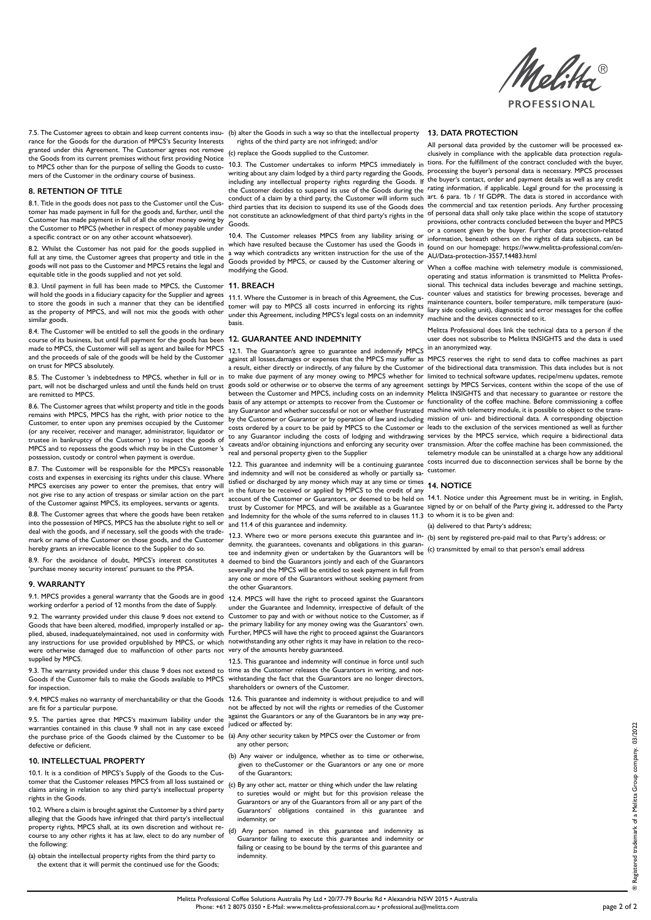7.5. The Customer agrees to obtain and keep current contents insurance for the Goods for the duration of MPCS's Security Interests granted under this Agreement. The Customer agrees not remove the Goods from its current premises without first providing Notice to MPCS other than for the purpose of selling the Goods to customers of the Customer in the ordinary course of business.

## 8. RETENTION OF TITLE

8.1. Title in the goods does not pass to the Customer until the Customer has made payment in full for the goods and, further, until the Customer has made payment in full of all the other money owing by the Customer to MPCS (whether in respect of money payable under a specific contract or on any other account whatsoever).

8.2. Whilst the Customer has not paid for the goods supplied in full at any time, the Customer agrees that property and title in the goods will not pass to the Customer and MPCS retains the legal and equitable title in the goods supplied and not yet sold.

8.3. Until payment in full has been made to MPCS, the Customer will hold the goods in a fiduciary capacity for the Supplier and agrees to store the goods in such a manner that they can be identified as the property of MPCS, and will not mix the goods with other similar goods.

8.4. The Customer will be entitled to sell the goods in the ordinary course of its business, but until full payment for the goods has been made to MPCS, the Customer will sell as agent and bailee for MPCS and the proceeds of sale of the goods will be held by the Customer on trust for MPCS absolutely.

8.5. The Customer 's indebtedness to MPCS, whether in full or in part, will not be discharged unless and until the funds held on trust are remitted to MPCS.

8.6. The Customer agrees that whilst property and title in the goods remains with MPCS, MPCS has the right, with prior notice to the Customer, to enter upon any premises occupied by the Customer (or any receiver, receiver and manager, administrator, liquidator or trustee in bankruptcy of the Customer ) to inspect the goods of MPCS and to repossess the goods which may be in the Customer 's possession, custody or control when payment is overdue.

8.7. The Customer will be responsible for the MPCS's reasonable costs and expenses in exercising its rights under this clause. Where MPCS exercises any power to enter the premises, that entry will not give rise to any action of trespass or similar action on the part of the Customer against MPCS, its employees, servants or agents.

8.8. The Customer agrees that where the goods have been retaken into the possession of MPCS, MPCS has the absolute right to sell or deal with the goods, and if necessary, sell the goods with the trademark or name of the Customer on those goods, and the Customer hereby grants an irrevocable licence to the Supplier to do so.

8.9. For the avoidance of doubt, MPCS's interest constitutes a 'purchase money security interest' pursuant to the PPSA.

## 9. WARRANTY

9.1. MPCS provides a general warranty that the Goods are in good working orderfor a period of 12 months from the date of Supply.

9.2. The warranty provided under this clause 9 does not extend to Goods that have been altered, modified, improperly installed or applied, abused, inadequatelymaintained, not used in conformity with any instructions for use provided orpublished by MPCS, or which were otherwise damaged due to malfunction of other parts not supplied by MPCS.

9.3. The warranty provided under this clause 9 does not extend to Goods if the Customer fails to make the Goods available to MPCS for inspection.

9.4. MPCS makes no warranty of merchantability or that the Goods are fit for a particular purpose.

9.5. The parties agree that MPCS's maximum liability under the warranties contained in this clause 9 shall not in any case exceed the purchase price of the Goods claimed by the Customer to be defective or deficient.

## 10. INTELLECTUAL PROPERTY

10.1. It is a condition of MPCS's Supply of the Goods to the Customer that the Customer releases MPCS from all loss sustained or claims arising in relation to any third party's intellectual property rights in the Goods.

10.2. Where a claim is brought against the Customer by a third party alleging that the Goods have infringed that third party's intellectual property rights, MPCS shall, at its own discretion and without recourse to any other rights it has at law, elect to do any number of the following:

(a) obtain the intellectual property rights from the third party to the extent that it will permit the continued use for the Goods;

(b) alter the Goods in such a way so that the intellectual property rights of the third party are not infringed; and/or

(c) replace the Goods supplied to the Customer.

10.3. The Customer undertakes to inform MPCS immediately in writing about any claim lodged by a third party regarding the Goods, including any intellectual property rights regarding the Goods. If the Customer decides to suspend its use of the Goods during the conduct of a claim by a third party, the Customer will inform such third parties that its decision to suspend its use of the Goods does not constitute an acknowledgment of that third party's rights in the Goods.

10.4. The Customer releases MPCS from any liability arising or which have resulted because the Customer has used the Goods in a way which contradicts any written instruction for the use of the Goods provided by MPCS, or caused by the Customer altering or modifying the Good.

## 11. BREACH

11.1. Where the Customer is in breach of this Agreement, the Customer will pay to MPCS all costs incurred in enforcing its rights under this Agreement, including MPCS's legal costs on an indemnity basis.

## 12. GUARANTEE AND INDEMNITY

12.1. The Guarantor/s agree to guarantee and indemnify MPCS against all losses,damages or expenses that the MPCS may suffer as a result, either directly or indirectly, of any failure by the Customer to make due payment of any money owing to MPCS whether for goods sold or otherwise or to observe the terms of any agreement between the Customer and MPCS, including costs on an indemnity basis of any attempt or attempts to recover from the Customer or any Guarantor and whether successful or not or whether frustrated by the Customer or Guarantor or by operation of law and including costs ordered by a court to be paid by MPCS to the Customer or to any Guarantor including the costs of lodging and withdrawing caveats and/or obtaining injunctions and enforcing any security over real and personal property given to the Supplier

12.2. This guarantee and indemnity will be a continuing guarantee and indemnity and will not be considered as wholly or partially satisfied or discharged by any money which may at any time or times in the future be received or applied by MPCS to the credit of any account of the Customer or Guarantors, or deemed to be held on trust by Customer for MPCS, and will be available as a Guarantee and Indemnity for the whole of the sums referred to in clauses 11.3 and 11.4 of this guarantee and indemnity.

12.3. Where two or more persons execute this guarantee and indemnity, the guarantees, covenants and obligations in this guarantee and indemnity given or undertaken by the Guarantors will be deemed to bind the Guarantors jointly and each of the Guarantors severally and the MPCS will be entitled to seek payment in full from any one or more of the Guarantors without seeking payment from the other Guarantors.

12.4. MPCS will have the right to proceed against the Guarantors under the Guarantee and Indemnity, irrespective of default of the Customer to pay and with or without notice to the Customer, as if the primary liability for any money owing was the Guarantors' own. Further, MPCS will have the right to proceed against the Guarantors notwithstanding any other rights it may have in relation to the recovery of the amounts hereby guaranteed.

12.5. This guarantee and indemnity will continue in force until such time as the Customer releases the Guarantors in writing, and notwithstanding the fact that the Guarantors are no longer directors, shareholders or owners of the Customer.

12.6. This guarantee and indemnity is without prejudice to and will not be affected by not will the rights or remedies of the Customer against the Guarantors or any of the Guarantors be in any way prejudiced or affected by:

(a) Any other security taken by MPCS over the Customer or from any other person;

(b) Any waiver or indulgence, whether as to time or otherwise, given to theCustomer or the Guarantors or any one or more of the Guarantors;

(c) By any other act, matter or thing which under the law relating to sureties would or might but for this provision release the Guarantors or any of the Guarantors from all or any part of the Guarantors' obligations contained in this guarantee and indemnity; or

(d) Any person named in this guarantee and indemnity as Guarantor failing to execute this guarantee and indemnity or failing or ceasing to be bound by the terms of this guarantee and indemnity.

## 13. DATA PROTECTION

All personal data provided by the customer will be processed exclusively in compliance with the applicable data protection regulations. For the fulfillment of the contract concluded with the buyer, processing the buyer's personal data is necessary. MPCS processes the buyer's contact, order and payment details as well as any credit rating information, if applicable. Legal ground for the processing is art. 6 para. 1b / 1f GDPR. The data is stored in accordance with the commercial and tax retention periods. Any further processing of personal data shall only take place within the scope of statutory provisions, other contracts concluded between the buyer and MPCS or a consent given by the buyer. Further data protection-related information, beneath others on the rights of data subjects, can be found on our homepage: https://www.melitta-professional.com/en-AU/Data-protection-3557,14483.html

When a coffee machine with telemetry module is commissioned, operating and status information is transmitted to Melitta Professional. This technical data includes beverage and machine settings, counter values and statistics for brewing processes, beverage and maintenance counters, boiler temperature, milk temperature (auxiliary side cooling unit), diagnostic and error messages for the coffee machine and the devices connected to it.

Melitta Professional does link the technical data to a person if the user does not subscribe to Melitta INSIGHTS and the data is used in an anonymized way.

MPCS reserves the right to send data to coffee machines as part of the bidirectional data transmission. This data includes but is not limited to technical software updates, recipe/menu updates, remote settings by MPCS Services, content within the scope of the use of Melitta INSIGHTS and that necessary to guarantee or restore the functionality of the coffee machine. Before commissioning a coffee machine with telemetry module, it is possible to object to the transmission of uni- and bidirectional data. A corresponding objection leads to the exclusion of the services mentioned as well as further services by the MPCS service, which require a bidirectional data transmission. After the coffee machine has been commissioned, the telemetry module can be uninstalled at a charge how any additional costs incurred due to disconnection services shall be borne by the customer.

## 14. NOTICE

14.1. Notice under this Agreement must be in writing, in English, signed by or on behalf of the Party giving it, addressed to the Party to whom it is to be given and:

(a) delivered to that Party's address;

(b) sent by registered pre-paid mail to that Party's address; or

(c) transmitted by email to that person's email address

® Registered trademark of a Melitta Group company. 03/2022

Melitta Professional Coffee Solutions Australia Pty Ltd • 20/77-79 Bourke Rd • Alexandria NSW 2015 • Australia
Phone: +61 2 8075 0350 • E-Mail: www.melitta-professional.com.au • professional.au@melitta.com